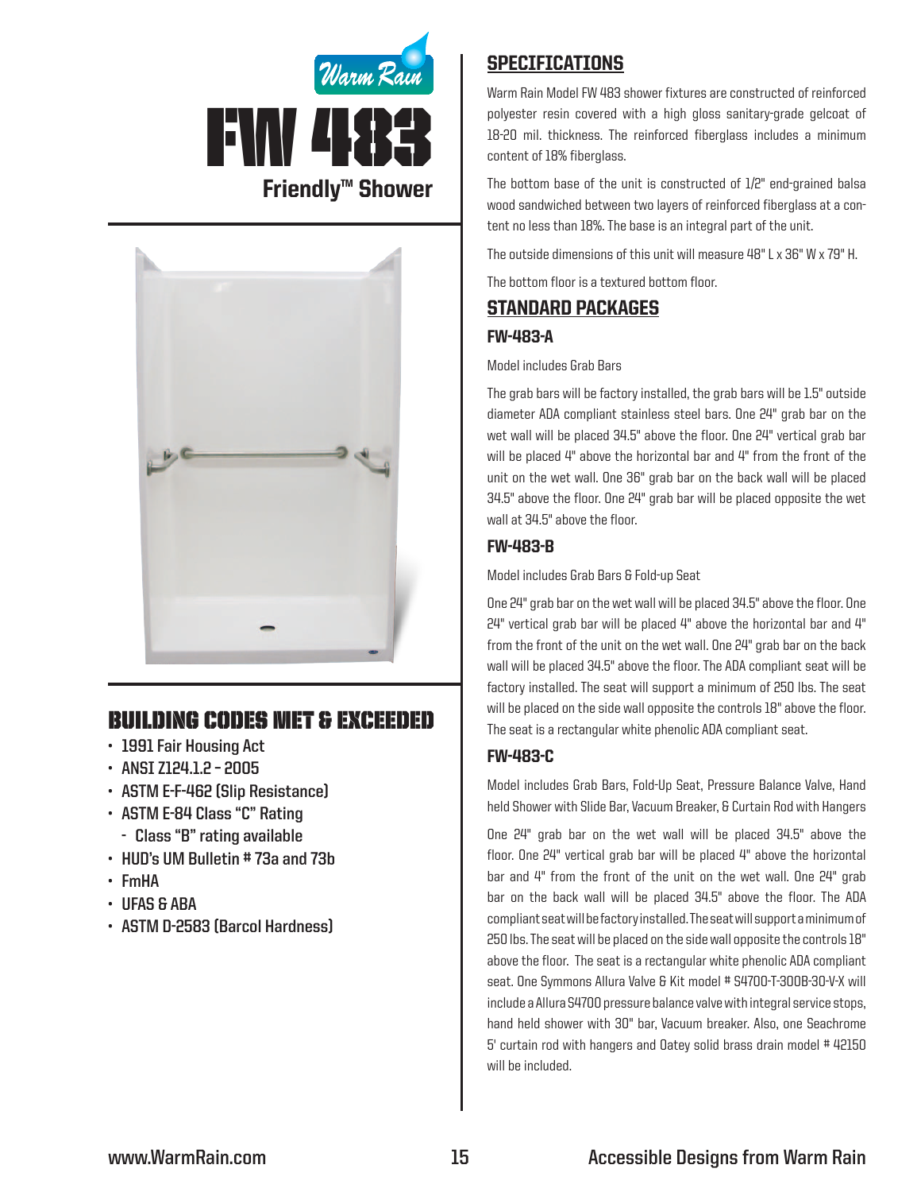Warm Rain

# FW 483

## Friendly™ Shower

## BUILDING CODES MET & EXCEEDED

- 1991 Fair Housing Act
- ANSI Z124.1.2 – 2005
- ASTM E-F-462 (Slip Resistance)
- ASTM E-84 Class "C" Rating
  - Class "B" rating available
- HUD's UM Bulletin # 73a and 73b
- FmHA
- UFAS & ABA
- ASTM D-2583 (Barcol Hardness)

## SPECIFICATIONS

Warm Rain Model FW 483 shower fixtures are constructed of reinforced polyester resin covered with a high gloss sanitary-grade gelcoat of 18-20 mil. thickness. The reinforced fiberglass includes a minimum content of 18% fiberglass.

The bottom base of the unit is constructed of 1/2" end-grained balsa wood sandwiched between two layers of reinforced fiberglass at a content no less than 18%. The base is an integral part of the unit.

The outside dimensions of this unit will measure 48" L x 36" W x 79" H.

The bottom floor is a textured bottom floor.

## STANDARD PACKAGES

### FW-483-A

Model includes Grab Bars

The grab bars will be factory installed, the grab bars will be 1.5" outside diameter ADA compliant stainless steel bars. One 24" grab bar on the wet wall will be placed 34.5" above the floor. One 24" vertical grab bar will be placed 4" above the horizontal bar and 4" from the front of the unit on the wet wall. One 36" grab bar on the back wall will be placed 34.5" above the floor. One 24" grab bar will be placed opposite the wet wall at 34.5" above the floor.

### FW-483-B

Model includes Grab Bars & Fold-up Seat

One 24" grab bar on the wet wall will be placed 34.5" above the floor. One 24" vertical grab bar will be placed 4" above the horizontal bar and 4" from the front of the unit on the wet wall. One 24" grab bar on the back wall will be placed 34.5" above the floor. The ADA compliant seat will be factory installed. The seat will support a minimum of 250 lbs. The seat will be placed on the side wall opposite the controls 18" above the floor. The seat is a rectangular white phenolic ADA compliant seat.

### FW-483-C

Model includes Grab Bars, Fold-Up Seat, Pressure Balance Valve, Hand held Shower with Slide Bar, Vacuum Breaker, & Curtain Rod with Hangers

One 24" grab bar on the wet wall will be placed 34.5" above the floor. One 24" vertical grab bar will be placed 4" above the horizontal bar and 4" from the front of the unit on the wet wall. One 24" grab bar on the back wall will be placed 34.5" above the floor. The ADA compliant seat will be factory installed. The seat will support a minimum of 250 lbs. The seat will be placed on the side wall opposite the controls 18" above the floor. The seat is a rectangular white phenolic ADA compliant seat. One Symmons Allura Valve & Kit model # S4700-T-300B-30-V-X will include a Allura S4700 pressure balance valve with integral service stops, hand held shower with 30" bar, Vacuum breaker. Also, one Seachrome 5' curtain rod with hangers and Oatey solid brass drain model # 42150 will be included.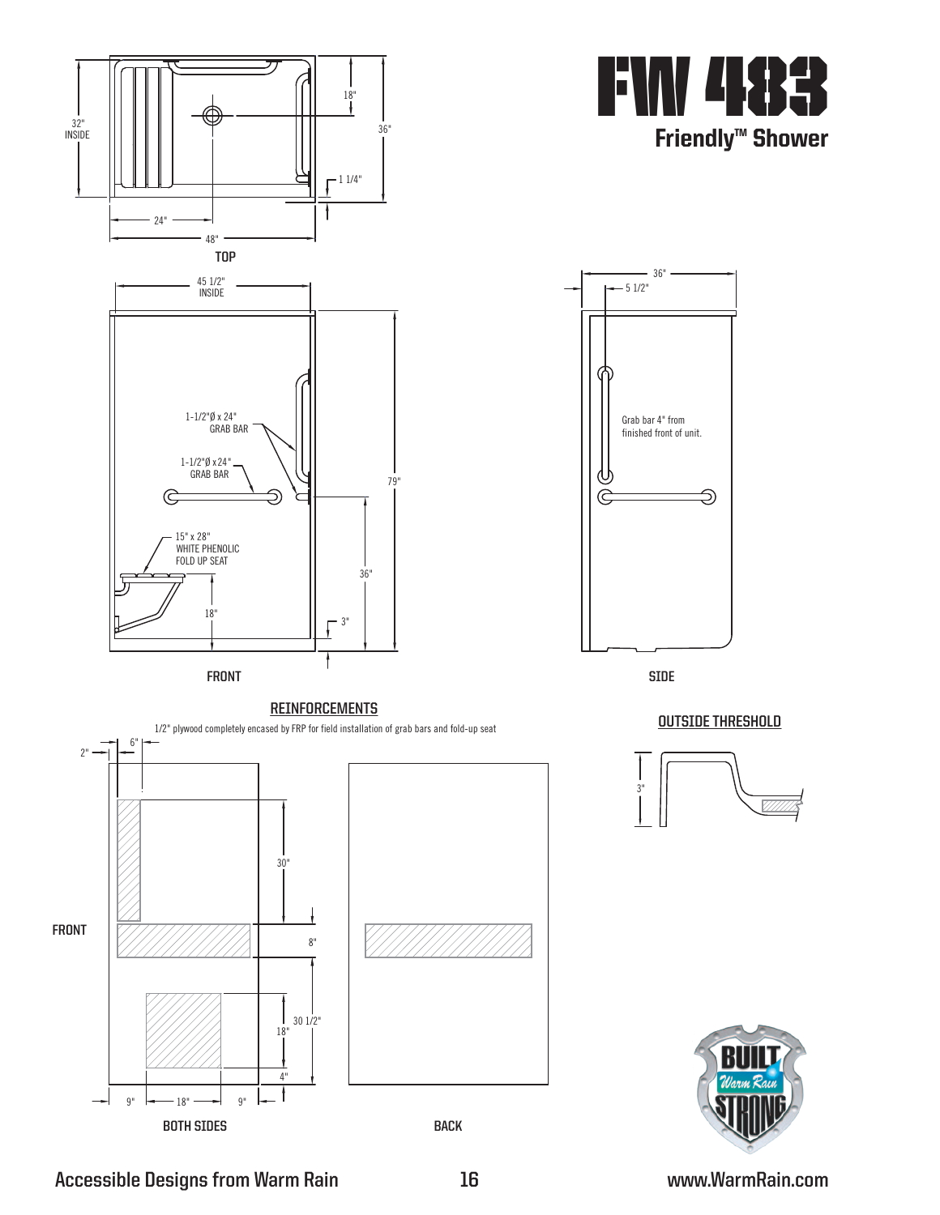# FW 483

**Friendly™ Shower**

TOP

32" INSIDE

36"

18"

1 1/4"

24"

48"

FRONT

45 1/2" INSIDE

1-1/2"Ø x 24" GRAB BAR

1-1/2"Ø x 24" GRAB BAR

15" x 28" WHITE PHENOLIC FOLD UP SEAT

79"

36"

18"

3"

SIDE

36"

5 1/2"

Grab bar 4" from finished front of unit.

## REINFORCEMENTS

1/2" plywood completely encased by FRP for field installation of grab bars and fold-up seat

FRONT

2"

6"

30"

8"

30 1/2"

18"

4"

9"

18"

9"

BOTH SIDES

BACK

## OUTSIDE THRESHOLD

3"

BUILT Warm Rain STRONG